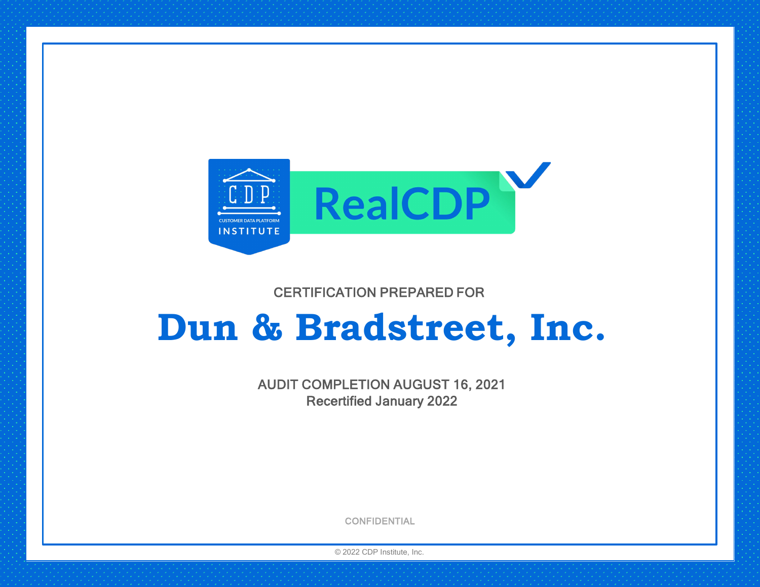CDP

CUSTOMER DATA PLATFORM INSTITUTE

RealCDP

CERTIFICATION PREPARED FOR

# Dun & Bradstreet, Inc.

AUDIT COMPLETION AUGUST 16, 2021

Recertified January 2022

CONFIDENTIAL

© 2022 CDP Institute, Inc.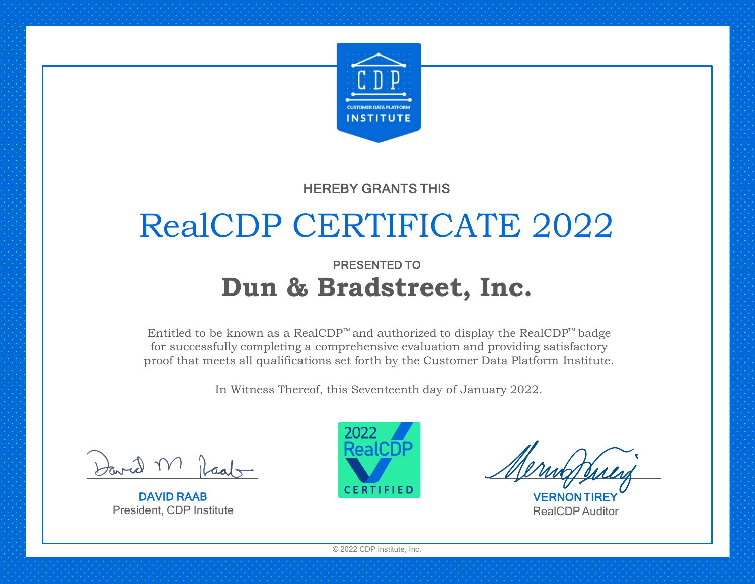CDP
CUSTOMER DATA PLATFORM
INSTITUTE

HEREBY GRANTS THIS

# RealCDP CERTIFICATE 2022

PRESENTED TO

## Dun & Bradstreet, Inc.

Entitled to be known as a RealCDP™ and authorized to display the RealCDP™ badge for successfully completing a comprehensive evaluation and providing satisfactory proof that meets all qualifications set forth by the Customer Data Platform Institute.

In Witness Thereof, this Seventeenth day of January 2022.

2022 RealCDP CERTIFIED

**DAVID RAAB**
President, CDP Institute

**VERNON TIREY**
RealCDP Auditor

© 2022 CDP Institute, Inc.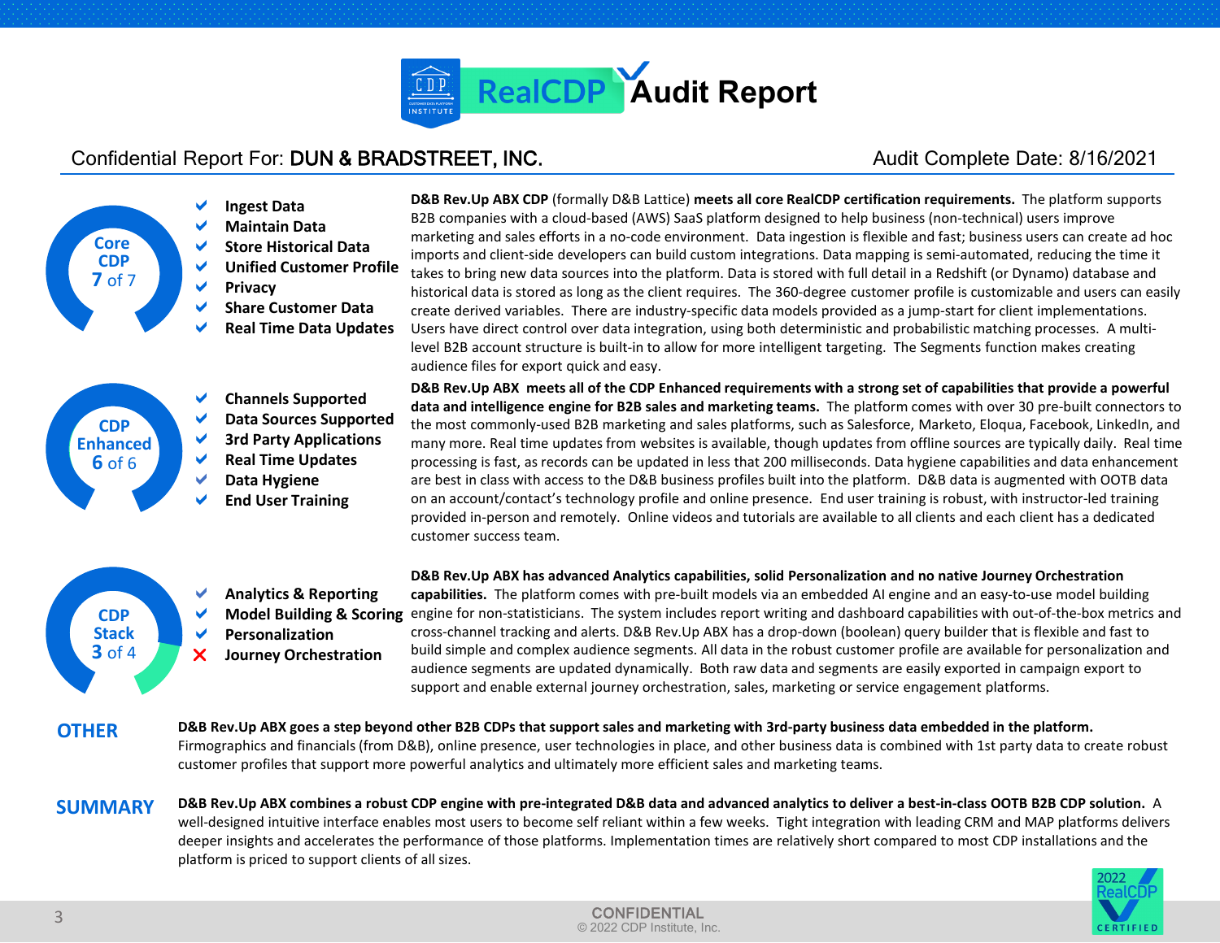# RealCDP Audit Report

Confidential Report For: **DUN & BRADSTREET, INC.**

Audit Complete Date: 8/16/2021

## Core CDP 7 of 7

- ✔ Ingest Data
- ✔ Maintain Data
- ✔ Store Historical Data
- ✔ Unified Customer Profile
- ✔ Privacy
- ✔ Share Customer Data
- ✔ Real Time Data Updates

**D&B Rev.Up ABX CDP** (formally D&B Lattice) **meets all core RealCDP certification requirements.** The platform supports B2B companies with a cloud-based (AWS) SaaS platform designed to help business (non-technical) users improve marketing and sales efforts in a no-code environment. Data ingestion is flexible and fast; business users can create ad hoc imports and client-side developers can build custom integrations. Data mapping is semi-automated, reducing the time it takes to bring new data sources into the platform. Data is stored with full detail in a Redshift (or Dynamo) database and historical data is stored as long as the client requires. The 360-degree customer profile is customizable and users can easily create derived variables. There are industry-specific data models provided as a jump-start for client implementations. Users have direct control over data integration, using both deterministic and probabilistic matching processes. A multi-level B2B account structure is built-in to allow for more intelligent targeting. The Segments function makes creating audience files for export quick and easy.

## CDP Enhanced 6 of 6

- ✔ Channels Supported
- ✔ Data Sources Supported
- ✔ 3rd Party Applications
- ✔ Real Time Updates
- ✔ Data Hygiene
- ✔ End User Training

**D&B Rev.Up ABX meets all of the CDP Enhanced requirements with a strong set of capabilities that provide a powerful data and intelligence engine for B2B sales and marketing teams.** The platform comes with over 30 pre-built connectors to the most commonly-used B2B marketing and sales platforms, such as Salesforce, Marketo, Eloqua, Facebook, LinkedIn, and many more. Real time updates from websites is available, though updates from offline sources are typically daily. Real time processing is fast, as records can be updated in less that 200 milliseconds. Data hygiene capabilities and data enhancement are best in class with access to the D&B business profiles built into the platform. D&B data is augmented with OOTB data on an account/contact's technology profile and online presence. End user training is robust, with instructor-led training provided in-person and remotely. Online videos and tutorials are available to all clients and each client has a dedicated customer success team.

## CDP Stack 3 of 4

- ✔ Analytics & Reporting
- ✔ Model Building & Scoring
- ✔ Personalization
- ✘ Journey Orchestration

**D&B Rev.Up ABX has advanced Analytics capabilities, solid Personalization and no native Journey Orchestration capabilities.** The platform comes with pre-built models via an embedded AI engine and an easy-to-use model building engine for non-statisticians. The system includes report writing and dashboard capabilities with out-of-the-box metrics and cross-channel tracking and alerts. D&B Rev.Up ABX has a drop-down (boolean) query builder that is flexible and fast to build simple and complex audience segments. All data in the robust customer profile are available for personalization and audience segments are updated dynamically. Both raw data and segments are easily exported in campaign export to support and enable external journey orchestration, sales, marketing or service engagement platforms.

## OTHER

**D&B Rev.Up ABX goes a step beyond other B2B CDPs that support sales and marketing with 3rd-party business data embedded in the platform.** Firmographics and financials (from D&B), online presence, user technologies in place, and other business data is combined with 1st party data to create robust customer profiles that support more powerful analytics and ultimately more efficient sales and marketing teams.

## SUMMARY

**D&B Rev.Up ABX combines a robust CDP engine with pre-integrated D&B data and advanced analytics to deliver a best-in-class OOTB B2B CDP solution.** A well-designed intuitive interface enables most users to become self reliant within a few weeks. Tight integration with leading CRM and MAP platforms delivers deeper insights and accelerates the performance of those platforms. Implementation times are relatively short compared to most CDP installations and the platform is priced to support clients of all sizes.

2022 RealCDP CERTIFIED

CONFIDENTIAL
© 2022 CDP Institute, Inc.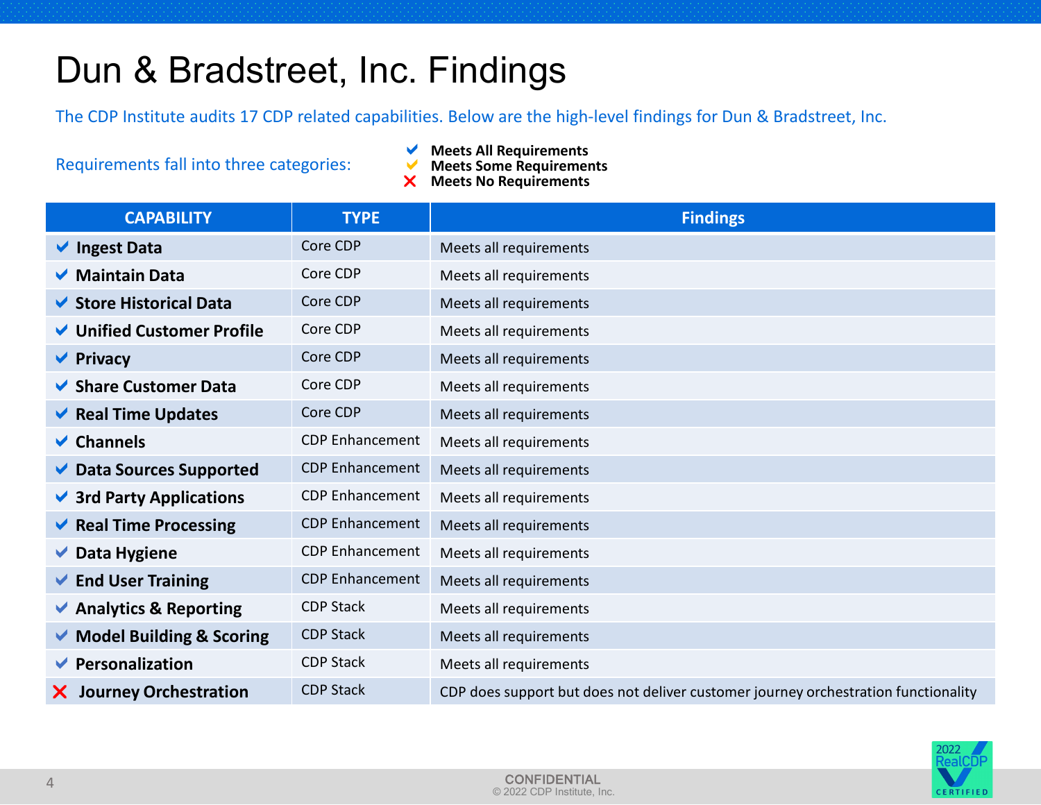# Dun & Bradstreet, Inc. Findings

The CDP Institute audits 17 CDP related capabilities. Below are the high-level findings for Dun & Bradstreet, Inc.

Requirements fall into three categories:

- ✔ **Meets All Requirements**
- ✔ **Meets Some Requirements**
- ✘ **Meets No Requirements**

| CAPABILITY | TYPE | Findings |
|---|---|---|
| ✔ **Ingest Data** | Core CDP | Meets all requirements |
| ✔ **Maintain Data** | Core CDP | Meets all requirements |
| ✔ **Store Historical Data** | Core CDP | Meets all requirements |
| ✔ **Unified Customer Profile** | Core CDP | Meets all requirements |
| ✔ **Privacy** | Core CDP | Meets all requirements |
| ✔ **Share Customer Data** | Core CDP | Meets all requirements |
| ✔ **Real Time Updates** | Core CDP | Meets all requirements |
| ✔ **Channels** | CDP Enhancement | Meets all requirements |
| ✔ **Data Sources Supported** | CDP Enhancement | Meets all requirements |
| ✔ **3rd Party Applications** | CDP Enhancement | Meets all requirements |
| ✔ **Real Time Processing** | CDP Enhancement | Meets all requirements |
| ✔ **Data Hygiene** | CDP Enhancement | Meets all requirements |
| ✔ **End User Training** | CDP Enhancement | Meets all requirements |
| ✔ **Analytics & Reporting** | CDP Stack | Meets all requirements |
| ✔ **Model Building & Scoring** | CDP Stack | Meets all requirements |
| ✔ **Personalization** | CDP Stack | Meets all requirements |
| ✘ **Journey Orchestration** | CDP Stack | CDP does support but does not deliver customer journey orchestration functionality |

CONFIDENTIAL
© 2022 CDP Institute, Inc.

2022 RealCDP CERTIFIED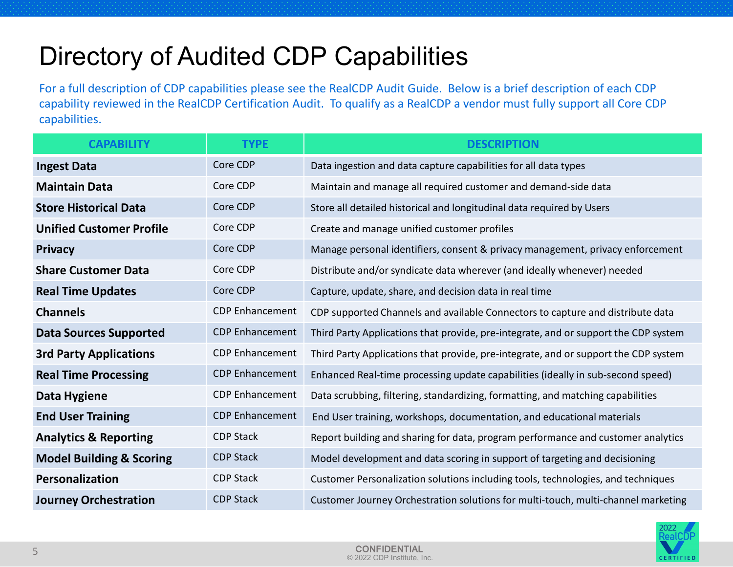# Directory of Audited CDP Capabilities

For a full description of CDP capabilities please see the RealCDP Audit Guide. Below is a brief description of each CDP capability reviewed in the RealCDP Certification Audit. To qualify as a RealCDP a vendor must fully support all Core CDP capabilities.

| CAPABILITY | TYPE | DESCRIPTION |
|---|---|---|
| **Ingest Data** | Core CDP | Data ingestion and data capture capabilities for all data types |
| **Maintain Data** | Core CDP | Maintain and manage all required customer and demand-side data |
| **Store Historical Data** | Core CDP | Store all detailed historical and longitudinal data required by Users |
| **Unified Customer Profile** | Core CDP | Create and manage unified customer profiles |
| **Privacy** | Core CDP | Manage personal identifiers, consent & privacy management, privacy enforcement |
| **Share Customer Data** | Core CDP | Distribute and/or syndicate data wherever (and ideally whenever) needed |
| **Real Time Updates** | Core CDP | Capture, update, share, and decision data in real time |
| **Channels** | CDP Enhancement | CDP supported Channels and available Connectors to capture and distribute data |
| **Data Sources Supported** | CDP Enhancement | Third Party Applications that provide, pre-integrate, and or support the CDP system |
| **3rd Party Applications** | CDP Enhancement | Third Party Applications that provide, pre-integrate, and or support the CDP system |
| **Real Time Processing** | CDP Enhancement | Enhanced Real-time processing update capabilities (ideally in sub-second speed) |
| **Data Hygiene** | CDP Enhancement | Data scrubbing, filtering, standardizing, formatting, and matching capabilities |
| **End User Training** | CDP Enhancement | End User training, workshops, documentation, and educational materials |
| **Analytics & Reporting** | CDP Stack | Report building and sharing for data, program performance and customer analytics |
| **Model Building & Scoring** | CDP Stack | Model development and data scoring in support of targeting and decisioning |
| **Personalization** | CDP Stack | Customer Personalization solutions including tools, technologies, and techniques |
| **Journey Orchestration** | CDP Stack | Customer Journey Orchestration solutions for multi-touch, multi-channel marketing |

CONFIDENTIAL
© 2022 CDP Institute, Inc.